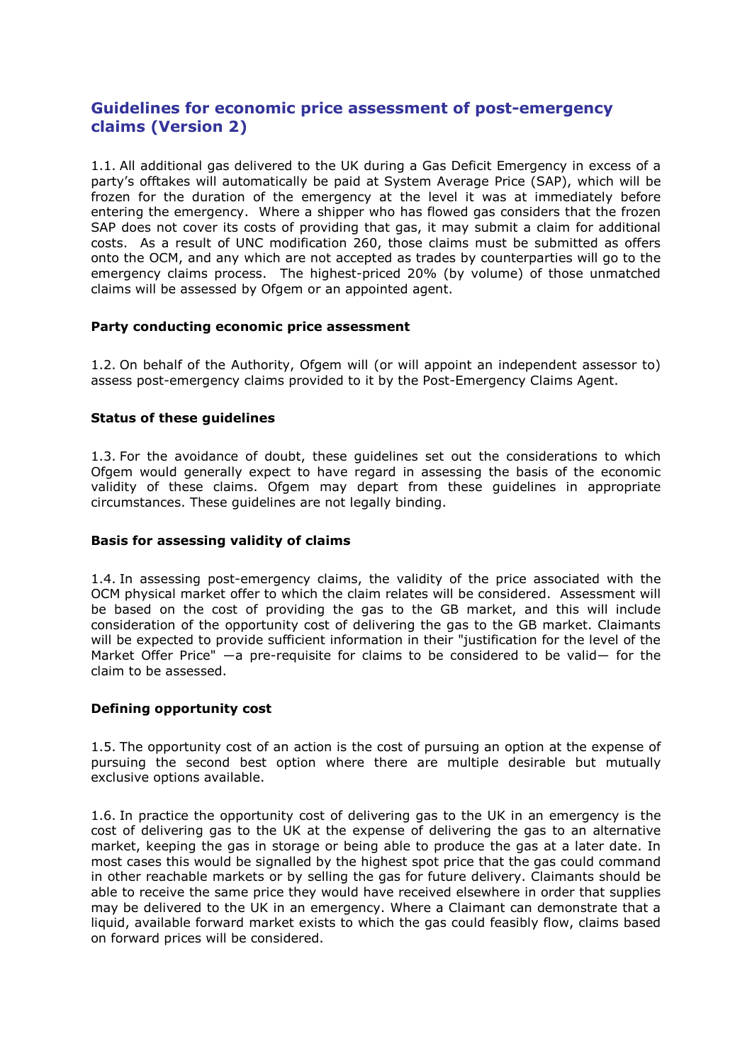# Guidelines for economic price assessment of post-emergency claims (Version 2)

1.1. All additional gas delivered to the UK during a Gas Deficit Emergency in excess of a party's offtakes will automatically be paid at System Average Price (SAP), which will be frozen for the duration of the emergency at the level it was at immediately before entering the emergency. Where a shipper who has flowed gas considers that the frozen SAP does not cover its costs of providing that gas, it may submit a claim for additional costs. As a result of UNC modification 260, those claims must be submitted as offers onto the OCM, and any which are not accepted as trades by counterparties will go to the emergency claims process. The highest-priced 20% (by volume) of those unmatched claims will be assessed by Ofgem or an appointed agent.

**Party conducting economic price assessment**

1.2. On behalf of the Authority, Ofgem will (or will appoint an independent assessor to) assess post-emergency claims provided to it by the Post-Emergency Claims Agent.

**Status of these guidelines**

1.3. For the avoidance of doubt, these guidelines set out the considerations to which Ofgem would generally expect to have regard in assessing the basis of the economic validity of these claims. Ofgem may depart from these guidelines in appropriate circumstances. These guidelines are not legally binding.

**Basis for assessing validity of claims**

1.4. In assessing post-emergency claims, the validity of the price associated with the OCM physical market offer to which the claim relates will be considered. Assessment will be based on the cost of providing the gas to the GB market, and this will include consideration of the opportunity cost of delivering the gas to the GB market. Claimants will be expected to provide sufficient information in their "justification for the level of the Market Offer Price" —a pre-requisite for claims to be considered to be valid— for the claim to be assessed.

**Defining opportunity cost**

1.5. The opportunity cost of an action is the cost of pursuing an option at the expense of pursuing the second best option where there are multiple desirable but mutually exclusive options available.

1.6. In practice the opportunity cost of delivering gas to the UK in an emergency is the cost of delivering gas to the UK at the expense of delivering the gas to an alternative market, keeping the gas in storage or being able to produce the gas at a later date. In most cases this would be signalled by the highest spot price that the gas could command in other reachable markets or by selling the gas for future delivery. Claimants should be able to receive the same price they would have received elsewhere in order that supplies may be delivered to the UK in an emergency. Where a Claimant can demonstrate that a liquid, available forward market exists to which the gas could feasibly flow, claims based on forward prices will be considered.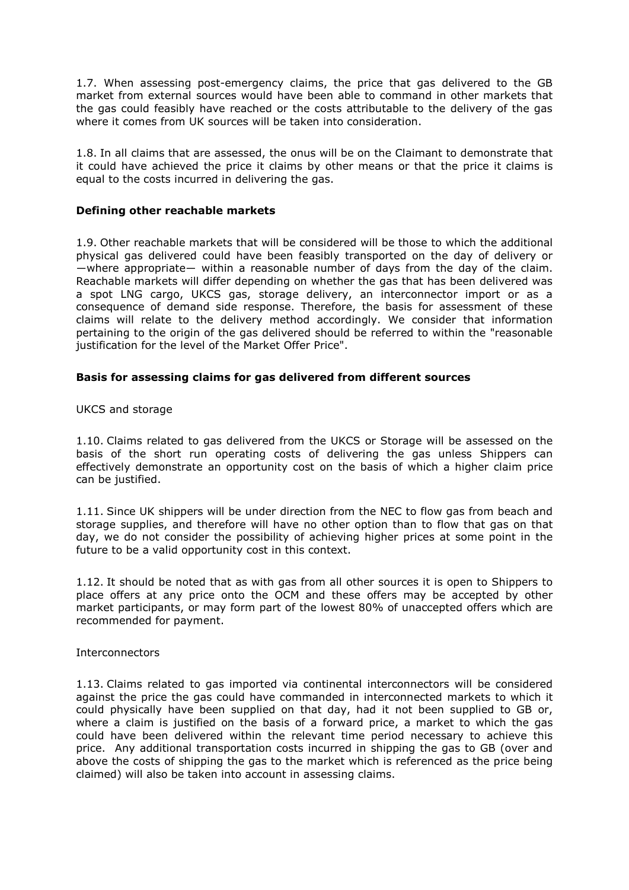1.7. When assessing post-emergency claims, the price that gas delivered to the GB market from external sources would have been able to command in other markets that the gas could feasibly have reached or the costs attributable to the delivery of the gas where it comes from UK sources will be taken into consideration.

1.8. In all claims that are assessed, the onus will be on the Claimant to demonstrate that it could have achieved the price it claims by other means or that the price it claims is equal to the costs incurred in delivering the gas.

**Defining other reachable markets**

1.9. Other reachable markets that will be considered will be those to which the additional physical gas delivered could have been feasibly transported on the day of delivery or —where appropriate— within a reasonable number of days from the day of the claim. Reachable markets will differ depending on whether the gas that has been delivered was a spot LNG cargo, UKCS gas, storage delivery, an interconnector import or as a consequence of demand side response. Therefore, the basis for assessment of these claims will relate to the delivery method accordingly. We consider that information pertaining to the origin of the gas delivered should be referred to within the "reasonable justification for the level of the Market Offer Price".

**Basis for assessing claims for gas delivered from different sources**

UKCS and storage

1.10. Claims related to gas delivered from the UKCS or Storage will be assessed on the basis of the short run operating costs of delivering the gas unless Shippers can effectively demonstrate an opportunity cost on the basis of which a higher claim price can be justified.

1.11. Since UK shippers will be under direction from the NEC to flow gas from beach and storage supplies, and therefore will have no other option than to flow that gas on that day, we do not consider the possibility of achieving higher prices at some point in the future to be a valid opportunity cost in this context.

1.12. It should be noted that as with gas from all other sources it is open to Shippers to place offers at any price onto the OCM and these offers may be accepted by other market participants, or may form part of the lowest 80% of unaccepted offers which are recommended for payment.

Interconnectors

1.13. Claims related to gas imported via continental interconnectors will be considered against the price the gas could have commanded in interconnected markets to which it could physically have been supplied on that day, had it not been supplied to GB or, where a claim is justified on the basis of a forward price, a market to which the gas could have been delivered within the relevant time period necessary to achieve this price. Any additional transportation costs incurred in shipping the gas to GB (over and above the costs of shipping the gas to the market which is referenced as the price being claimed) will also be taken into account in assessing claims.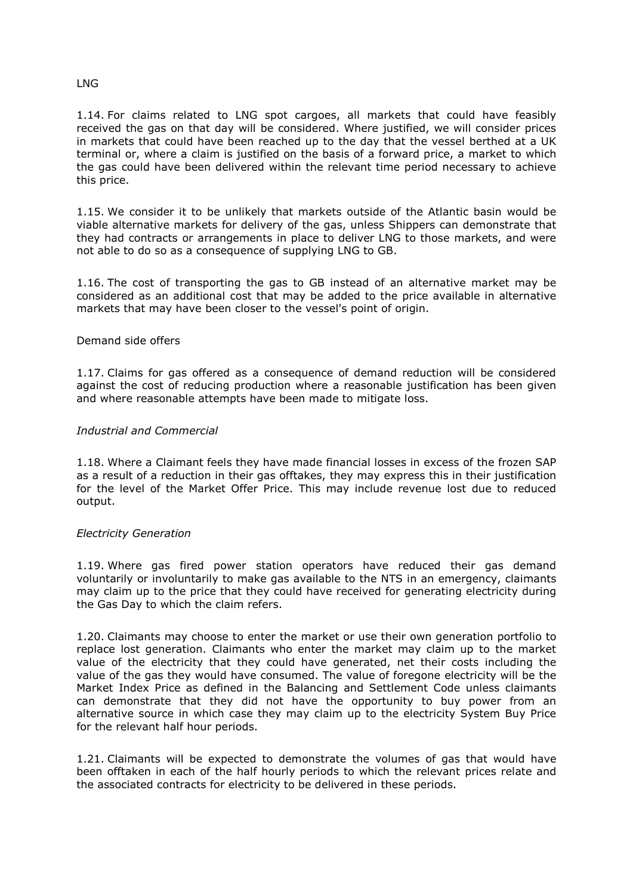LNG

1.14. For claims related to LNG spot cargoes, all markets that could have feasibly received the gas on that day will be considered. Where justified, we will consider prices in markets that could have been reached up to the day that the vessel berthed at a UK terminal or, where a claim is justified on the basis of a forward price, a market to which the gas could have been delivered within the relevant time period necessary to achieve this price.

1.15. We consider it to be unlikely that markets outside of the Atlantic basin would be viable alternative markets for delivery of the gas, unless Shippers can demonstrate that they had contracts or arrangements in place to deliver LNG to those markets, and were not able to do so as a consequence of supplying LNG to GB.

1.16. The cost of transporting the gas to GB instead of an alternative market may be considered as an additional cost that may be added to the price available in alternative markets that may have been closer to the vessel's point of origin.

Demand side offers

1.17. Claims for gas offered as a consequence of demand reduction will be considered against the cost of reducing production where a reasonable justification has been given and where reasonable attempts have been made to mitigate loss.

*Industrial and Commercial*

1.18. Where a Claimant feels they have made financial losses in excess of the frozen SAP as a result of a reduction in their gas offtakes, they may express this in their justification for the level of the Market Offer Price. This may include revenue lost due to reduced output.

*Electricity Generation*

1.19. Where gas fired power station operators have reduced their gas demand voluntarily or involuntarily to make gas available to the NTS in an emergency, claimants may claim up to the price that they could have received for generating electricity during the Gas Day to which the claim refers.

1.20. Claimants may choose to enter the market or use their own generation portfolio to replace lost generation. Claimants who enter the market may claim up to the market value of the electricity that they could have generated, net their costs including the value of the gas they would have consumed. The value of foregone electricity will be the Market Index Price as defined in the Balancing and Settlement Code unless claimants can demonstrate that they did not have the opportunity to buy power from an alternative source in which case they may claim up to the electricity System Buy Price for the relevant half hour periods.

1.21. Claimants will be expected to demonstrate the volumes of gas that would have been offtaken in each of the half hourly periods to which the relevant prices relate and the associated contracts for electricity to be delivered in these periods.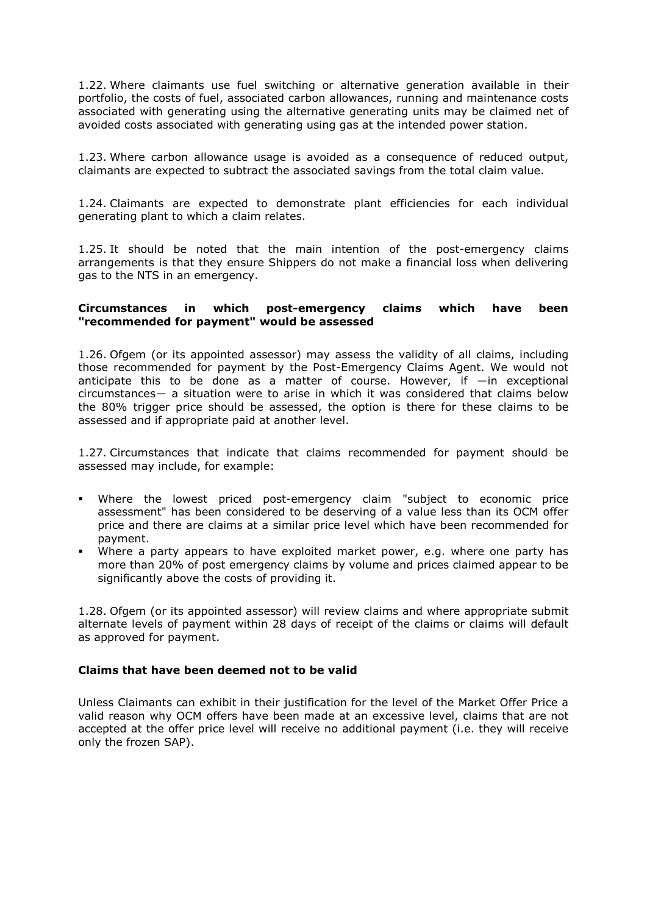1.22. Where claimants use fuel switching or alternative generation available in their portfolio, the costs of fuel, associated carbon allowances, running and maintenance costs associated with generating using the alternative generating units may be claimed net of avoided costs associated with generating using gas at the intended power station.

1.23. Where carbon allowance usage is avoided as a consequence of reduced output, claimants are expected to subtract the associated savings from the total claim value.

1.24. Claimants are expected to demonstrate plant efficiencies for each individual generating plant to which a claim relates.

1.25. It should be noted that the main intention of the post-emergency claims arrangements is that they ensure Shippers do not make a financial loss when delivering gas to the NTS in an emergency.

### Circumstances in which post-emergency claims which have been "recommended for payment" would be assessed

1.26. Ofgem (or its appointed assessor) may assess the validity of all claims, including those recommended for payment by the Post-Emergency Claims Agent. We would not anticipate this to be done as a matter of course. However, if —in exceptional circumstances— a situation were to arise in which it was considered that claims below the 80% trigger price should be assessed, the option is there for these claims to be assessed and if appropriate paid at another level.

1.27. Circumstances that indicate that claims recommended for payment should be assessed may include, for example:

- Where the lowest priced post-emergency claim "subject to economic price assessment" has been considered to be deserving of a value less than its OCM offer price and there are claims at a similar price level which have been recommended for payment.
- Where a party appears to have exploited market power, e.g. where one party has more than 20% of post emergency claims by volume and prices claimed appear to be significantly above the costs of providing it.

1.28. Ofgem (or its appointed assessor) will review claims and where appropriate submit alternate levels of payment within 28 days of receipt of the claims or claims will default as approved for payment.

### Claims that have been deemed not to be valid

Unless Claimants can exhibit in their justification for the level of the Market Offer Price a valid reason why OCM offers have been made at an excessive level, claims that are not accepted at the offer price level will receive no additional payment (i.e. they will receive only the frozen SAP).